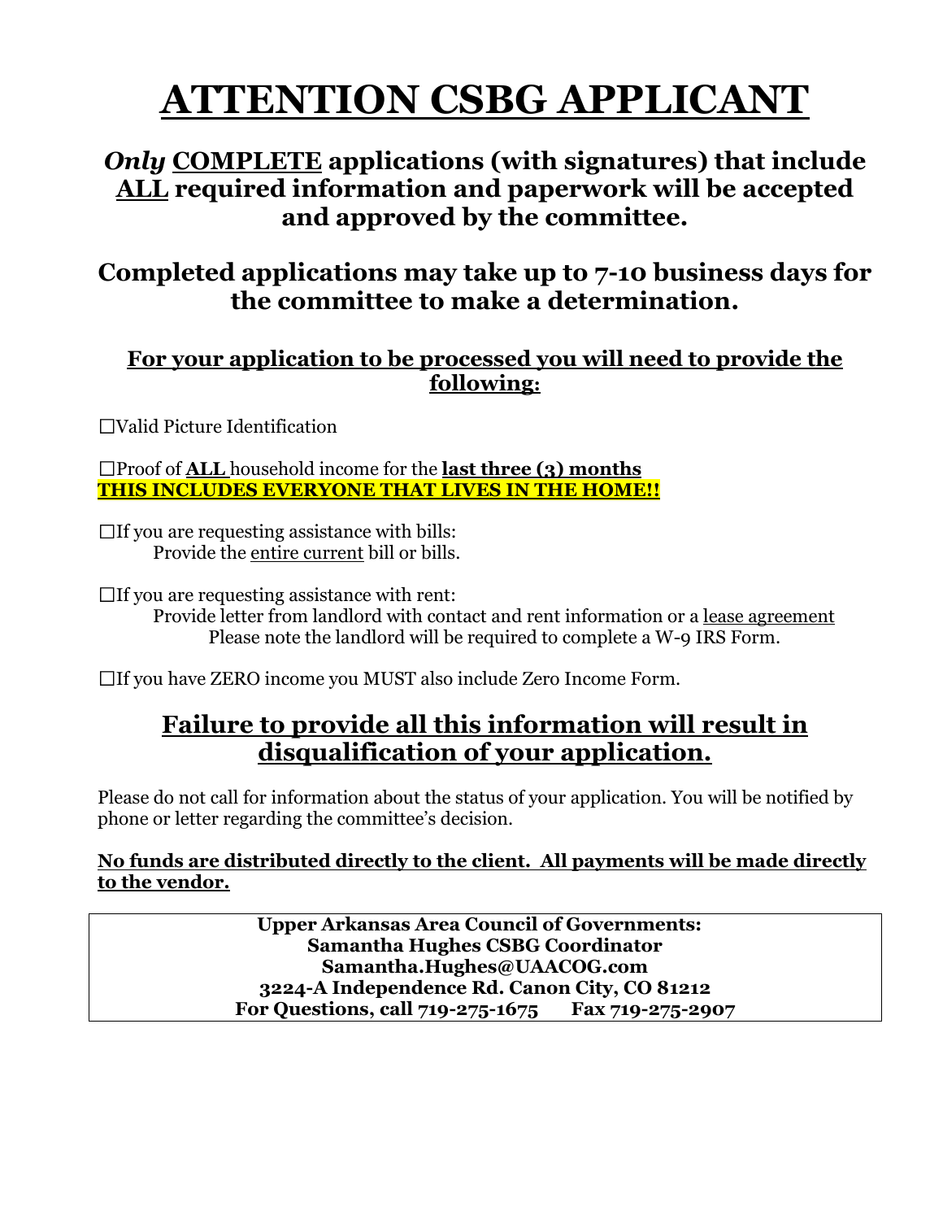# ATTENTION CSBG APPLICANT

## *Only* COMPLETE applications (with signatures) that include ALL required information and paperwork will be accepted and approved by the committee.

## Completed applications may take up to 7-10 business days for the committee to make a determination.

### For your application to be processed you will need to provide the following:

☐Valid Picture Identification

☐Proof of **ALL** household income for the **last three (3) months**
**THIS INCLUDES EVERYONE THAT LIVES IN THE HOME!!**

☐If you are requesting assistance with bills:
Provide the entire current bill or bills.

☐If you are requesting assistance with rent:
Provide letter from landlord with contact and rent information or a lease agreement
Please note the landlord will be required to complete a W-9 IRS Form.

☐If you have ZERO income you MUST also include Zero Income Form.

## Failure to provide all this information will result in disqualification of your application.

Please do not call for information about the status of your application. You will be notified by phone or letter regarding the committee's decision.

**No funds are distributed directly to the client. All payments will be made directly to the vendor.**

**Upper Arkansas Area Council of Governments:**
**Samantha Hughes CSBG Coordinator**
**Samantha.Hughes@UAACOG.com**
**3224-A Independence Rd. Canon City, CO 81212**
**For Questions, call 719-275-1675 Fax 719-275-2907**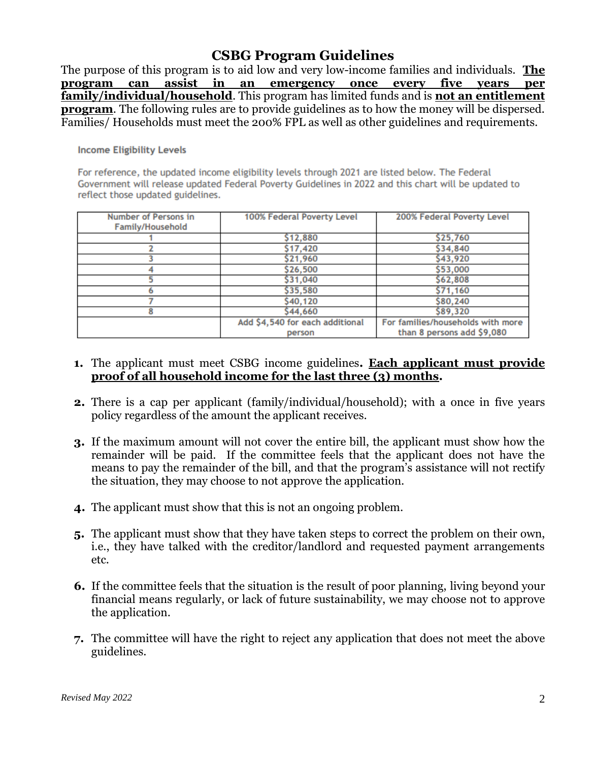# CSBG Program Guidelines

The purpose of this program is to aid low and very low-income families and individuals. **The program can assist in an emergency once every five years per family/individual/household**. This program has limited funds and is **not an entitlement program**. The following rules are to provide guidelines as to how the money will be dispersed. Families/ Households must meet the 200% FPL as well as other guidelines and requirements.

**Income Eligibility Levels**

For reference, the updated income eligibility levels through 2021 are listed below. The Federal Government will release updated Federal Poverty Guidelines in 2022 and this chart will be updated to reflect those updated guidelines.

| Number of Persons in Family/Household | 100% Federal Poverty Level | 200% Federal Poverty Level |
|---|---|---|
| 1 | $12,880 | $25,760 |
| 2 | $17,420 | $34,840 |
| 3 | $21,960 | $43,920 |
| 4 | $26,500 | $53,000 |
| 5 | $31,040 | $62,808 |
| 6 | $35,580 | $71,160 |
| 7 | $40,120 | $80,240 |
| 8 | $44,660 | $89,320 |
| | Add $4,540 for each additional person | For families/households with more than 8 persons add $9,080 |

1. The applicant must meet CSBG income guidelines**. Each applicant must provide proof of all household income for the last three (3) months.**
2. There is a cap per applicant (family/individual/household); with a once in five years policy regardless of the amount the applicant receives.
3. If the maximum amount will not cover the entire bill, the applicant must show how the remainder will be paid. If the committee feels that the applicant does not have the means to pay the remainder of the bill, and that the program's assistance will not rectify the situation, they may choose to not approve the application.
4. The applicant must show that this is not an ongoing problem.
5. The applicant must show that they have taken steps to correct the problem on their own, i.e., they have talked with the creditor/landlord and requested payment arrangements etc.
6. If the committee feels that the situation is the result of poor planning, living beyond your financial means regularly, or lack of future sustainability, we may choose not to approve the application.
7. The committee will have the right to reject any application that does not meet the above guidelines.

*Revised May 2022*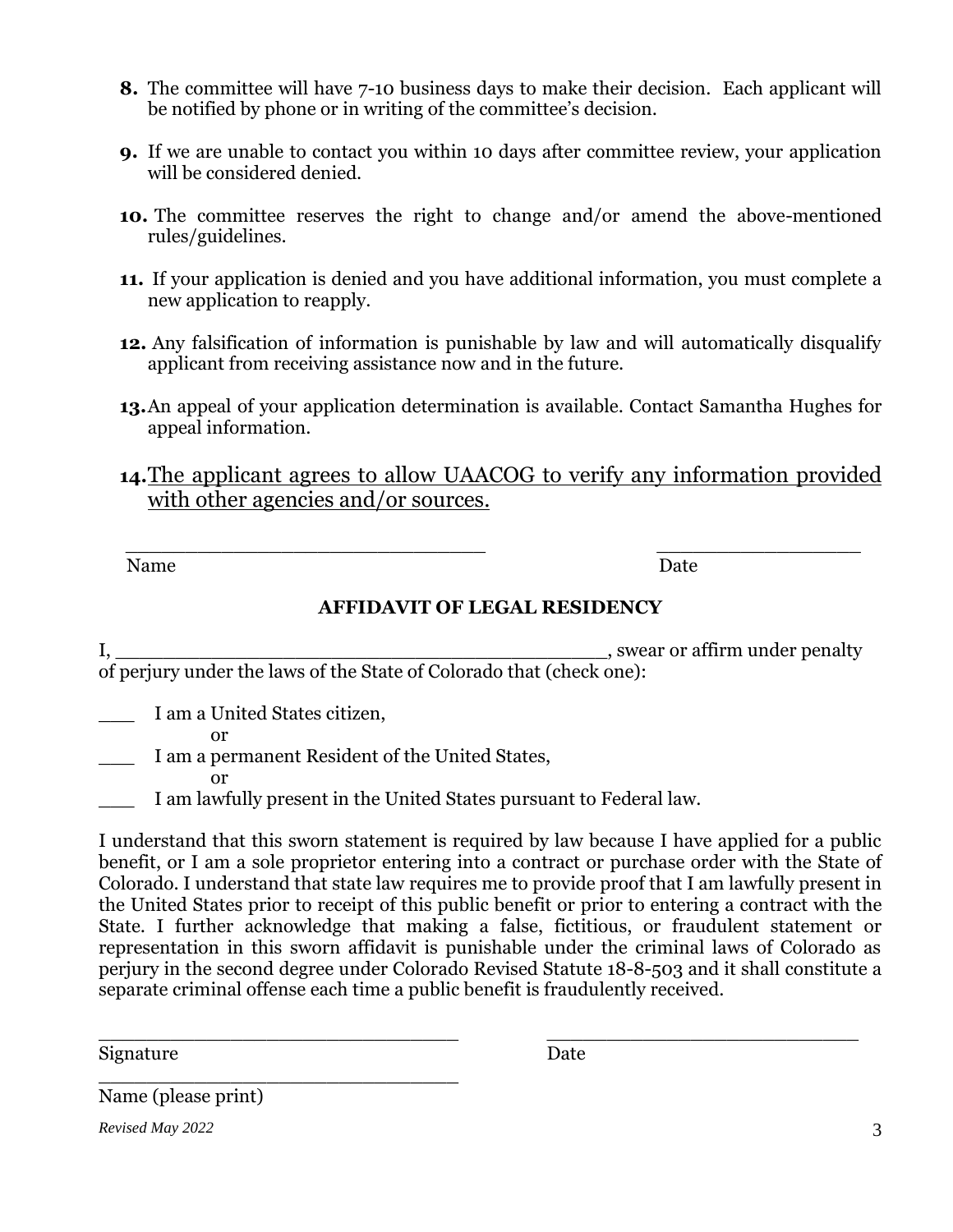**8.** The committee will have 7-10 business days to make their decision. Each applicant will be notified by phone or in writing of the committee's decision.

**9.** If we are unable to contact you within 10 days after committee review, your application will be considered denied.

**10.** The committee reserves the right to change and/or amend the above-mentioned rules/guidelines.

**11.** If your application is denied and you have additional information, you must complete a new application to reapply.

**12.** Any falsification of information is punishable by law and will automatically disqualify applicant from receiving assistance now and in the future.

**13.** An appeal of your application determination is available. Contact Samantha Hughes for appeal information.

**14.** <u>The applicant agrees to allow UAACOG to verify any information provided with other agencies and/or sources.</u>

_______________________________ &nbsp;&nbsp;&nbsp;&nbsp;&nbsp;&nbsp;&nbsp;&nbsp; _________________
Name &nbsp;&nbsp;&nbsp;&nbsp;&nbsp;&nbsp;&nbsp;&nbsp;&nbsp;&nbsp;&nbsp;&nbsp;&nbsp;&nbsp;&nbsp;&nbsp;&nbsp;&nbsp;&nbsp;&nbsp;&nbsp;&nbsp;&nbsp;&nbsp;&nbsp;&nbsp;&nbsp;&nbsp;&nbsp;&nbsp;&nbsp;&nbsp;&nbsp;&nbsp;&nbsp;&nbsp;&nbsp;&nbsp; Date

## AFFIDAVIT OF LEGAL RESIDENCY

I, ___________________________________________, swear or affirm under penalty of perjury under the laws of the State of Colorado that (check one):

___ I am a United States citizen,

or

___ I am a permanent Resident of the United States,

or

___ I am lawfully present in the United States pursuant to Federal law.

I understand that this sworn statement is required by law because I have applied for a public benefit, or I am a sole proprietor entering into a contract or purchase order with the State of Colorado. I understand that state law requires me to provide proof that I am lawfully present in the United States prior to receipt of this public benefit or prior to entering a contract with the State. I further acknowledge that making a false, fictitious, or fraudulent statement or representation in this sworn affidavit is punishable under the criminal laws of Colorado as perjury in the second degree under Colorado Revised Statute 18-8-503 and it shall constitute a separate criminal offense each time a public benefit is fraudulently received.

_________________________________ &nbsp;&nbsp;&nbsp;&nbsp;&nbsp;&nbsp;&nbsp;&nbsp; ____________________________
Signature &nbsp;&nbsp;&nbsp;&nbsp;&nbsp;&nbsp;&nbsp;&nbsp;&nbsp;&nbsp;&nbsp;&nbsp;&nbsp;&nbsp;&nbsp;&nbsp;&nbsp;&nbsp;&nbsp;&nbsp;&nbsp;&nbsp;&nbsp;&nbsp;&nbsp;&nbsp;&nbsp;&nbsp;&nbsp;&nbsp;&nbsp;&nbsp;&nbsp;&nbsp;&nbsp;&nbsp; Date

_________________________________
Name (please print)

*Revised May 2022*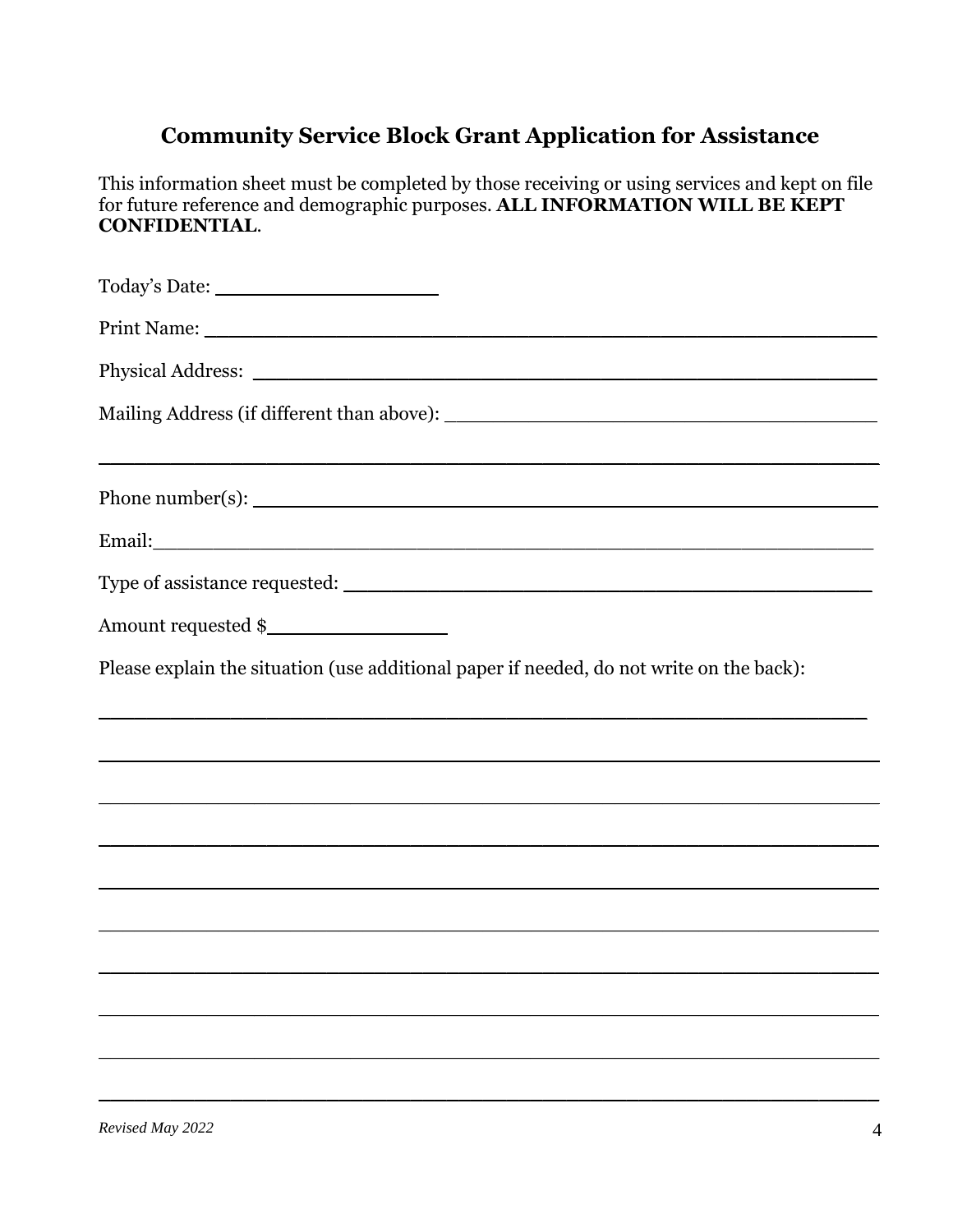## Community Service Block Grant Application for Assistance

This information sheet must be completed by those receiving or using services and kept on file for future reference and demographic purposes. **ALL INFORMATION WILL BE KEPT CONFIDENTIAL**.

Today's Date: ___________________

Print Name: ___________________________________________________________

Physical Address: ______________________________________________________

Mailing Address (if different than above): ________________________________________

_______________________________________________________________________

Phone number(s): ______________________________________________________

Email:___________________________________________________________________

Type of assistance requested: __________________________________________

Amount requested $_______________

Please explain the situation (use additional paper if needed, do not write on the back):

_______________________________________________________________________

_______________________________________________________________________

_______________________________________________________________________

_______________________________________________________________________

_______________________________________________________________________

_______________________________________________________________________

_______________________________________________________________________

_______________________________________________________________________

_______________________________________________________________________

_______________________________________________________________________

*Revised May 2022*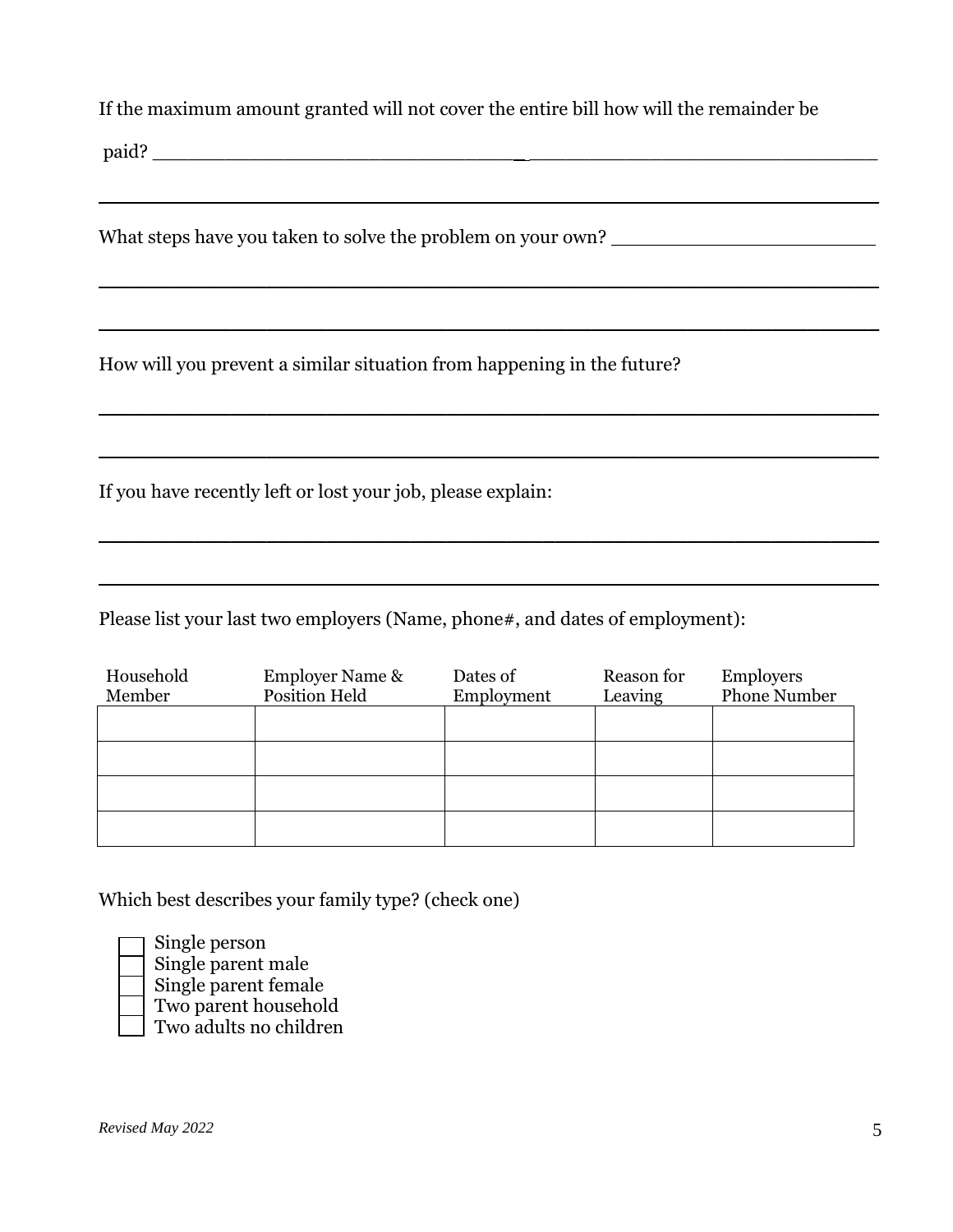If the maximum amount granted will not cover the entire bill how will the remainder be paid? ________________________________________________________________

________________________________________________________________

What steps have you taken to solve the problem on your own? ________________________

________________________________________________________________

________________________________________________________________

How will you prevent a similar situation from happening in the future?

________________________________________________________________

________________________________________________________________

If you have recently left or lost your job, please explain:

________________________________________________________________

________________________________________________________________

Please list your last two employers (Name, phone#, and dates of employment):

| Household Member | Employer Name & Position Held | Dates of Employment | Reason for Leaving | Employers Phone Number |
|---|---|---|---|---|
| | | | | |
| | | | | |
| | | | | |
| | | | | |

Which best describes your family type? (check one)

- ☐ Single person
- ☐ Single parent male
- ☐ Single parent female
- ☐ Two parent household
- ☐ Two adults no children

*Revised May 2022*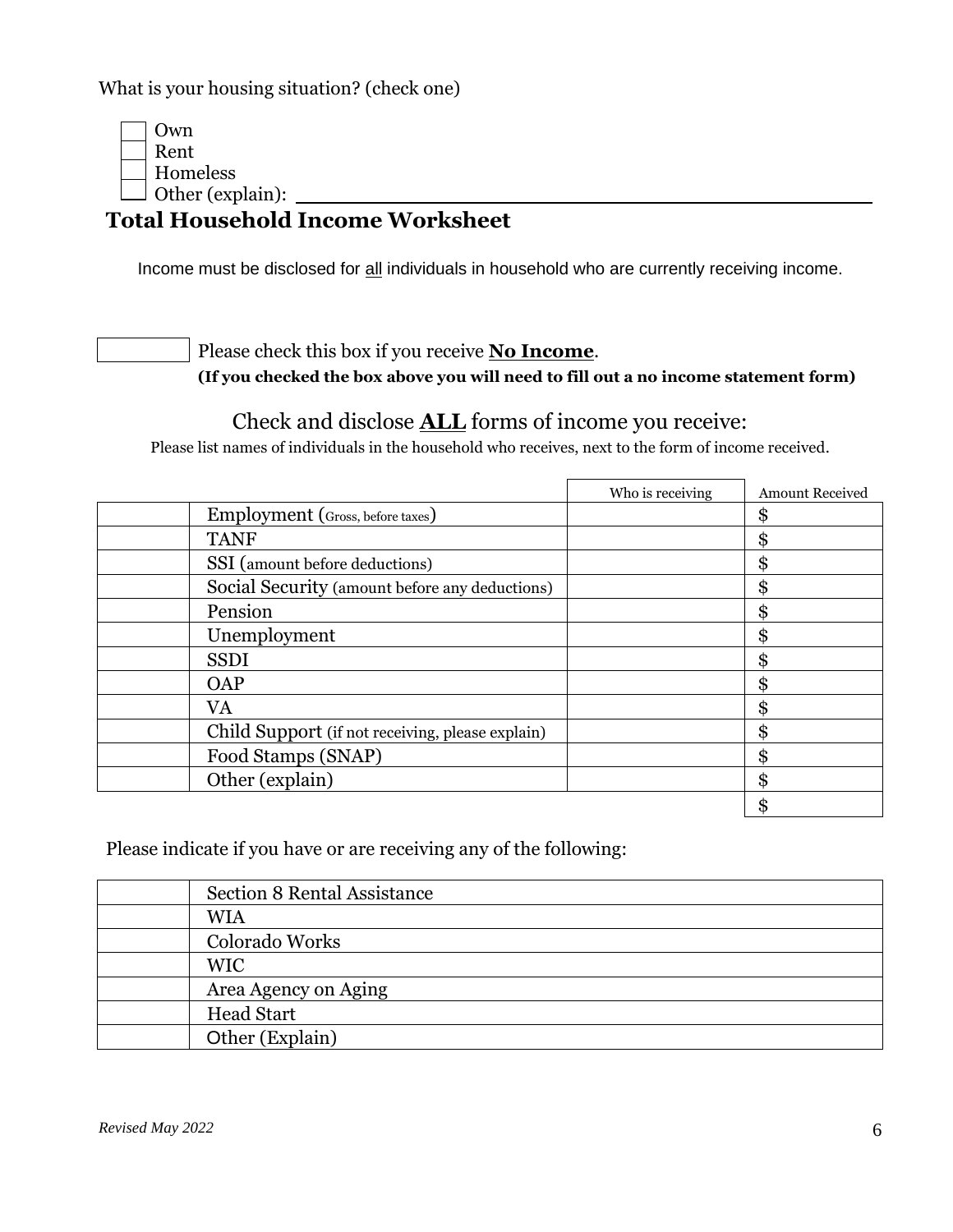What is your housing situation? (check one)

- ☐ Own
- ☐ Rent
- ☐ Homeless
- ☐ Other (explain): ______________________________________________

## Total Household Income Worksheet

Income must be disclosed for all individuals in household who are currently receiving income.

☐ Please check this box if you receive **No Income**.

**(If you checked the box above you will need to fill out a no income statement form)**

### Check and disclose **ALL** forms of income you receive:

Please list names of individuals in the household who receives, next to the form of income received.

| | | Who is receiving | Amount Received |
|---|---|---|---|
| | Employment (Gross, before taxes) | | $ |
| | TANF | | $ |
| | SSI (amount before deductions) | | $ |
| | Social Security (amount before any deductions) | | $ |
| | Pension | | $ |
| | Unemployment | | $ |
| | SSDI | | $ |
| | OAP | | $ |
| | VA | | $ |
| | Child Support (if not receiving, please explain) | | $ |
| | Food Stamps (SNAP) | | $ |
| | Other (explain) | | $ |
| | | | $ |

Please indicate if you have or are receiving any of the following:

| | |
|---|---|
| | Section 8 Rental Assistance |
| | WIA |
| | Colorado Works |
| | WIC |
| | Area Agency on Aging |
| | Head Start |
| | Other (Explain) |

*Revised May 2022*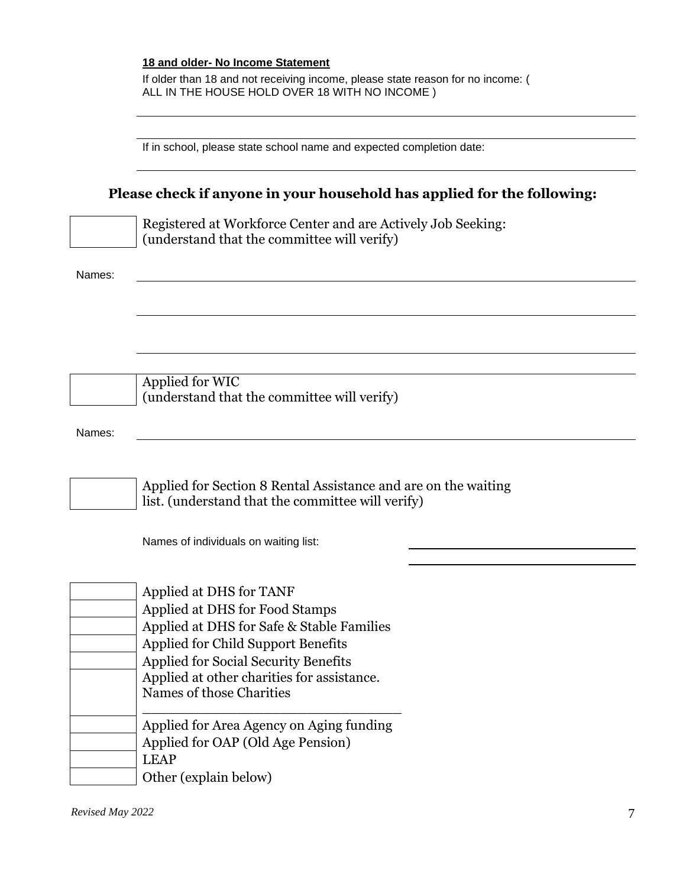**18 and older- No Income Statement**

If older than 18 and not receiving income, please state reason for no income: ( ALL IN THE HOUSE HOLD OVER 18 WITH NO INCOME )

_______________________________________________

_______________________________________________

If in school, please state school name and expected completion date:

_______________________________________________

## Please check if anyone in your household has applied for the following:

☐ Registered at Workforce Center and are Actively Job Seeking: (understand that the committee will verify)

Names: _______________________________________________

_______________________________________________

_______________________________________________

☐ Applied for WIC (understand that the committee will verify)

Names: _______________________________________________

☐ Applied for Section 8 Rental Assistance and are on the waiting list. (understand that the committee will verify)

Names of individuals on waiting list: _______________________________

_______________________________

☐ Applied at DHS for TANF

☐ Applied at DHS for Food Stamps

☐ Applied at DHS for Safe & Stable Families

☐ Applied for Child Support Benefits

☐ Applied for Social Security Benefits

☐ Applied at other charities for assistance. Names of those Charities _______________________________

☐ Applied for Area Agency on Aging funding

☐ Applied for OAP (Old Age Pension)

☐ LEAP

☐ Other (explain below)

*Revised May 2022*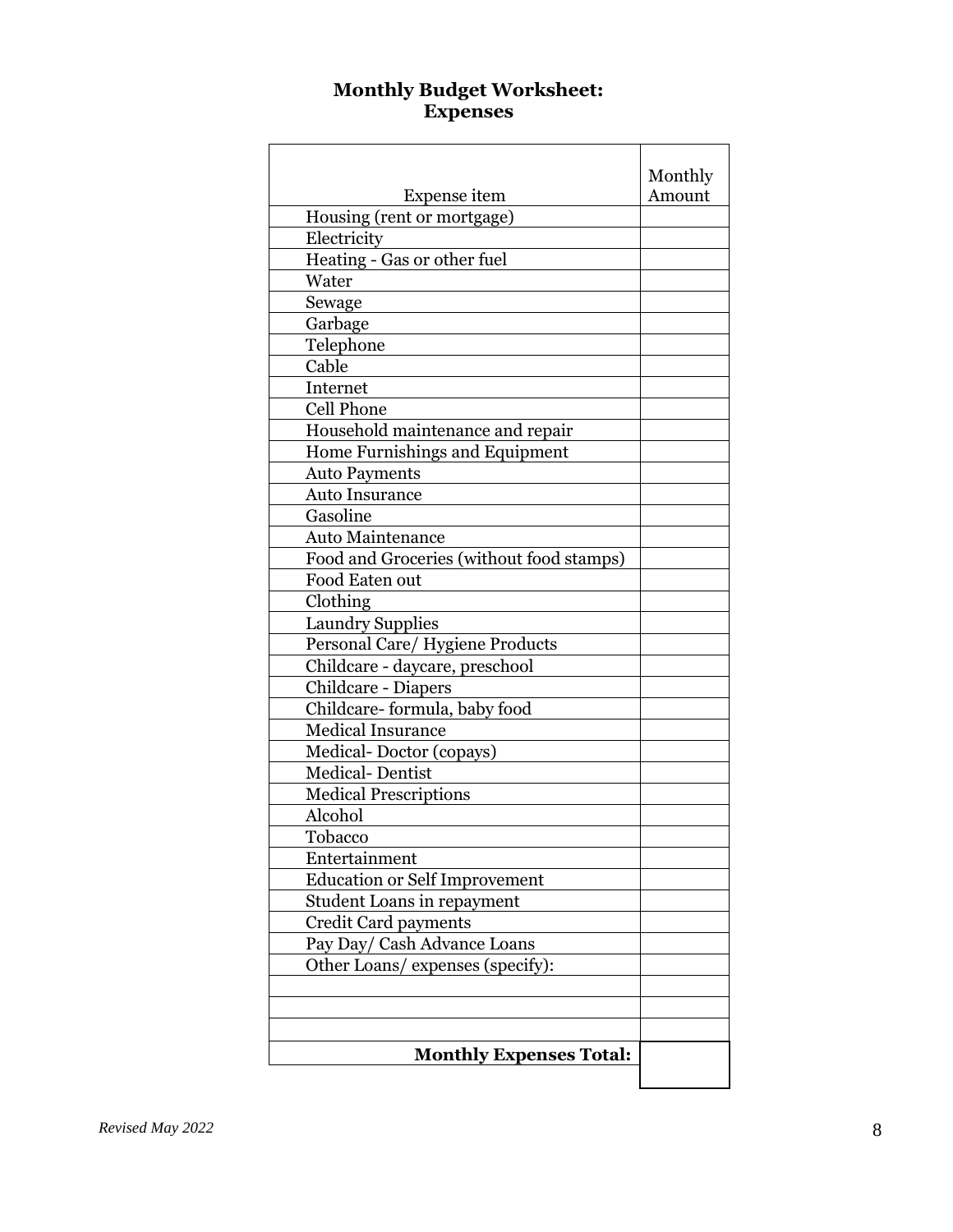## Monthly Budget Worksheet: Expenses

| Expense item | Monthly Amount |
|---|---|
| Housing (rent or mortgage) | |
| Electricity | |
| Heating - Gas or other fuel | |
| Water | |
| Sewage | |
| Garbage | |
| Telephone | |
| Cable | |
| Internet | |
| Cell Phone | |
| Household maintenance and repair | |
| Home Furnishings and Equipment | |
| Auto Payments | |
| Auto Insurance | |
| Gasoline | |
| Auto Maintenance | |
| Food and Groceries (without food stamps) | |
| Food Eaten out | |
| Clothing | |
| Laundry Supplies | |
| Personal Care/ Hygiene Products | |
| Childcare - daycare, preschool | |
| Childcare - Diapers | |
| Childcare- formula, baby food | |
| Medical Insurance | |
| Medical- Doctor (copays) | |
| Medical- Dentist | |
| Medical Prescriptions | |
| Alcohol | |
| Tobacco | |
| Entertainment | |
| Education or Self Improvement | |
| Student Loans in repayment | |
| Credit Card payments | |
| Pay Day/ Cash Advance Loans | |
| Other Loans/ expenses (specify): | |
| | |
| | |
| | |
| **Monthly Expenses Total:** | |

*Revised May 2022*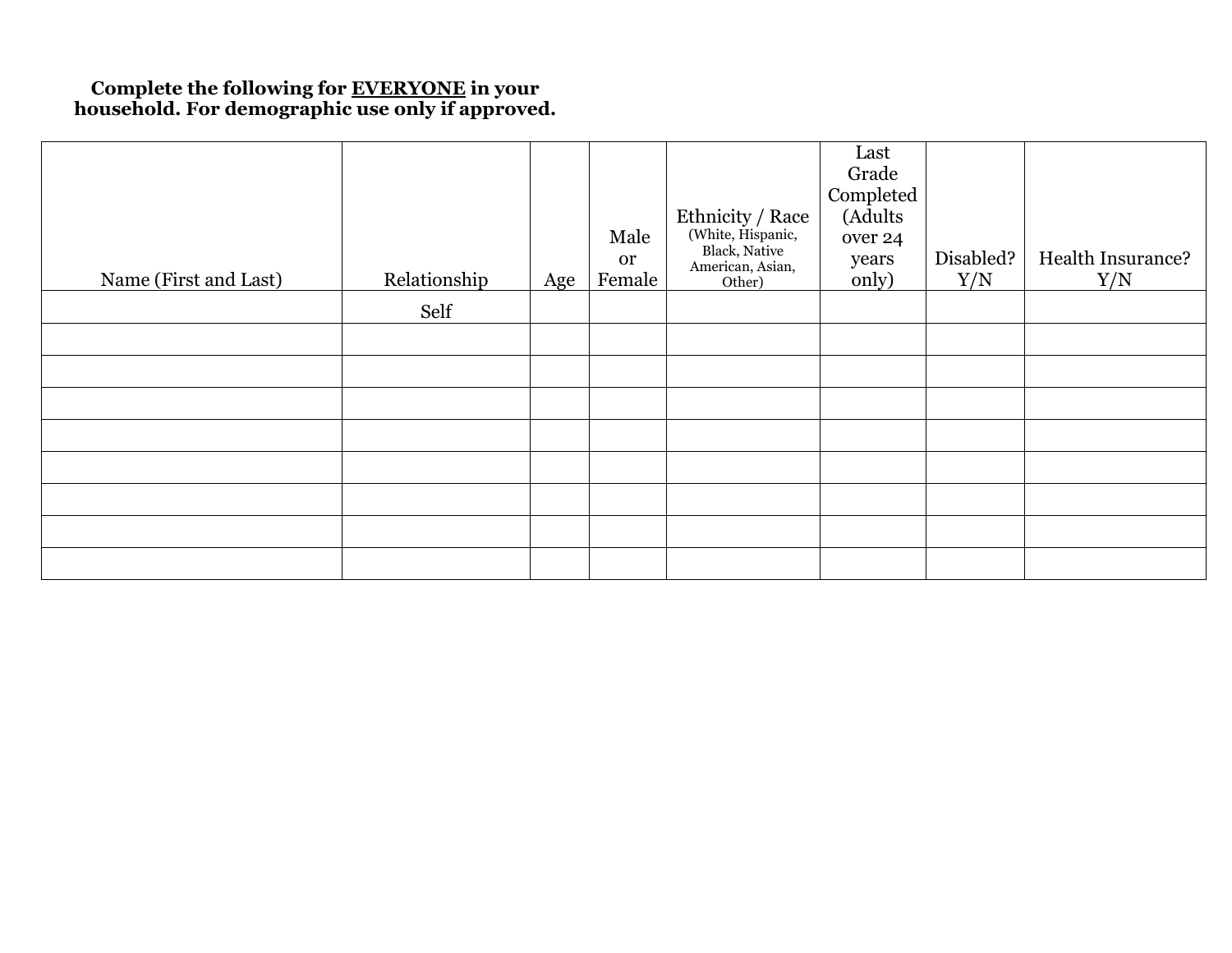**Complete the following for EVERYONE in your household. For demographic use only if approved.**

| Name (First and Last) | Relationship | Age | Male or Female | Ethnicity / Race (White, Hispanic, Black, Native American, Asian, Other) | Last Grade Completed (Adults over 24 years only) | Disabled? Y/N | Health Insurance? Y/N |
|---|---|---|---|---|---|---|---|
| | Self | | | | | | |
| | | | | | | | |
| | | | | | | | |
| | | | | | | | |
| | | | | | | | |
| | | | | | | | |
| | | | | | | | |
| | | | | | | | |
| | | | | | | | |